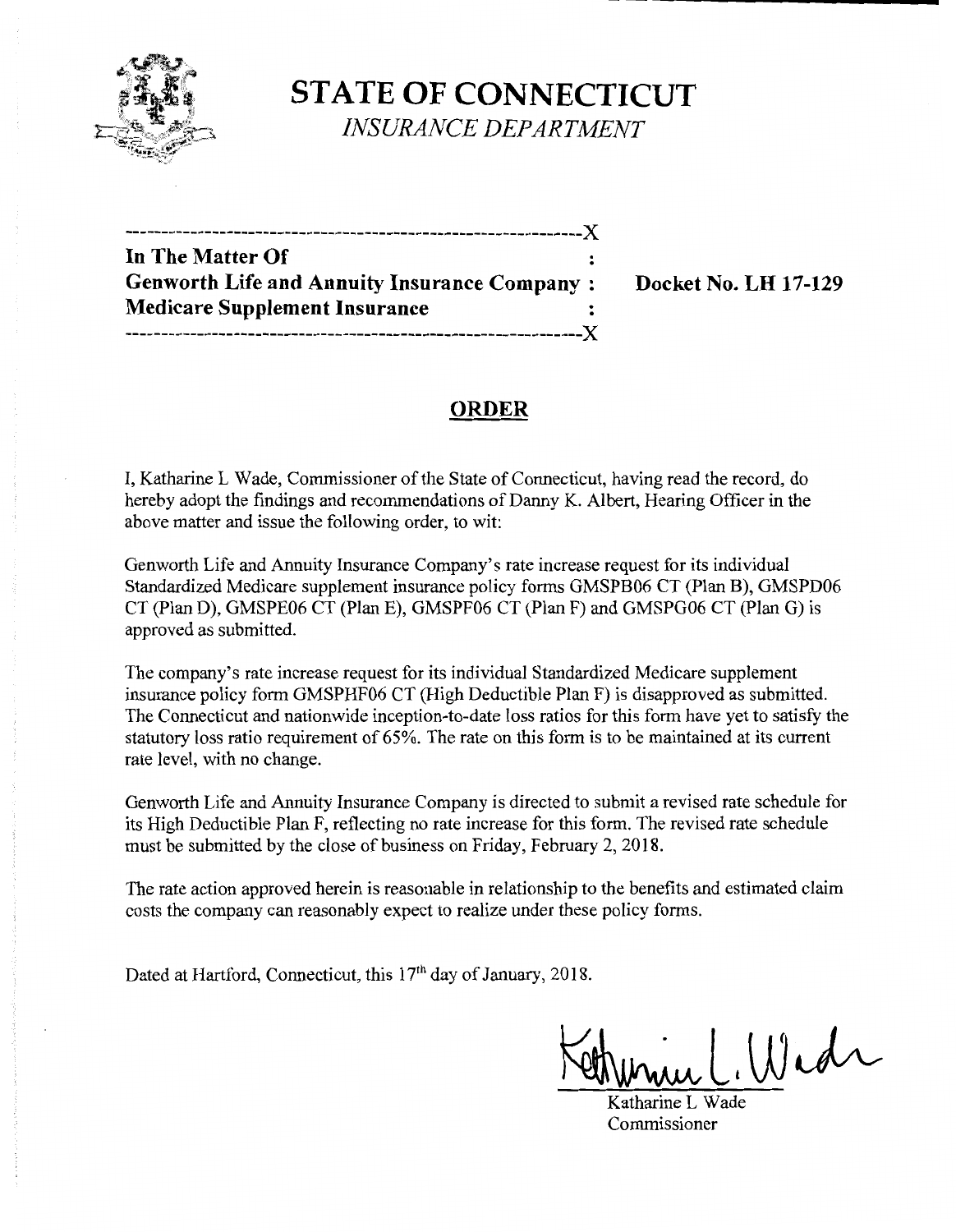# STATE OF CONNECTICUT

*INSURANCE DEPARTMENT*

---X

**In The Matter Of** :
**Genworth Life and Annuity Insurance Company** : **Docket No. LH 17-129**
**Medicare Supplement Insurance** :

---X

## ORDER

I, Katharine L Wade, Commissioner of the State of Connecticut, having read the record, do hereby adopt the findings and recommendations of Danny K. Albert, Hearing Officer in the above matter and issue the following order, to wit:

Genworth Life and Annuity Insurance Company's rate increase request for its individual Standardized Medicare supplement insurance policy forms GMSPB06 CT (Plan B), GMSPD06 CT (Plan D), GMSPE06 CT (Plan E), GMSPF06 CT (Plan F) and GMSPG06 CT (Plan G) is approved as submitted.

The company's rate increase request for its individual Standardized Medicare supplement insurance policy form GMSPHF06 CT (High Deductible Plan F) is disapproved as submitted. The Connecticut and nationwide inception-to-date loss ratios for this form have yet to satisfy the statutory loss ratio requirement of 65%. The rate on this form is to be maintained at its current rate level, with no change.

Genworth Life and Annuity Insurance Company is directed to submit a revised rate schedule for its High Deductible Plan F, reflecting no rate increase for this form. The revised rate schedule must be submitted by the close of business on Friday, February 2, 2018.

The rate action approved herein is reasonable in relationship to the benefits and estimated claim costs the company can reasonably expect to realize under these policy forms.

Dated at Hartford, Connecticut, this 17th day of January, 2018.

Katharine L Wade
Commissioner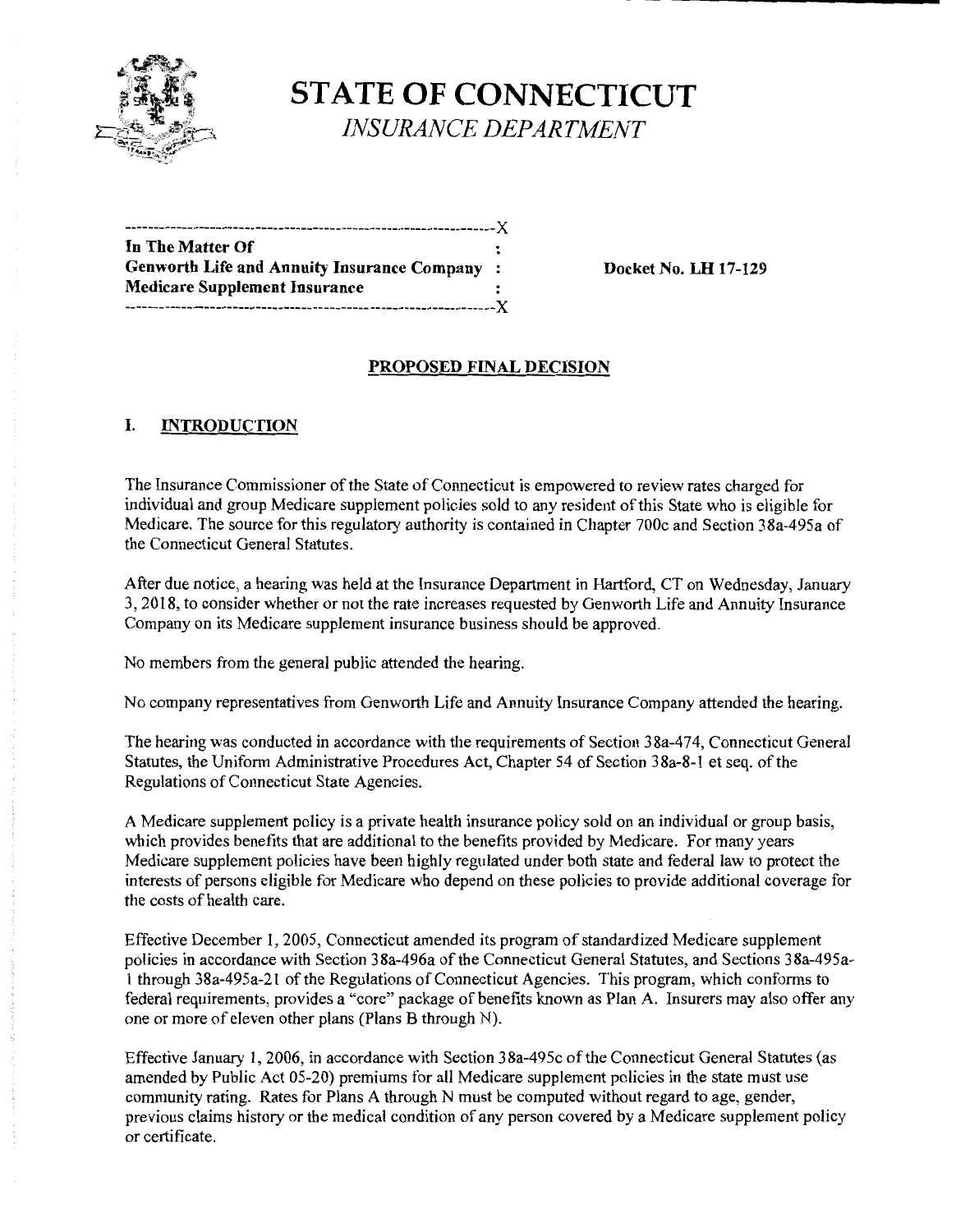# STATE OF CONNECTICUT

*INSURANCE DEPARTMENT*

---

**In The Matter Of** :
**Genworth Life and Annuity Insurance Company** : **Docket No. LH 17-129**
**Medicare Supplement Insurance** :

---

## PROPOSED FINAL DECISION

### I. INTRODUCTION

The Insurance Commissioner of the State of Connecticut is empowered to review rates charged for individual and group Medicare supplement policies sold to any resident of this State who is eligible for Medicare. The source for this regulatory authority is contained in Chapter 700c and Section 38a-495a of the Connecticut General Statutes.

After due notice, a hearing was held at the Insurance Department in Hartford, CT on Wednesday, January 3, 2018, to consider whether or not the rate increases requested by Genworth Life and Annuity Insurance Company on its Medicare supplement insurance business should be approved.

No members from the general public attended the hearing.

No company representatives from Genworth Life and Annuity Insurance Company attended the hearing.

The hearing was conducted in accordance with the requirements of Section 38a-474, Connecticut General Statutes, the Uniform Administrative Procedures Act, Chapter 54 of Section 38a-8-1 et seq. of the Regulations of Connecticut State Agencies.

A Medicare supplement policy is a private health insurance policy sold on an individual or group basis, which provides benefits that are additional to the benefits provided by Medicare. For many years Medicare supplement policies have been highly regulated under both state and federal law to protect the interests of persons eligible for Medicare who depend on these policies to provide additional coverage for the costs of health care.

Effective December 1, 2005, Connecticut amended its program of standardized Medicare supplement policies in accordance with Section 38a-496a of the Connecticut General Statutes, and Sections 38a-495a-1 through 38a-495a-21 of the Regulations of Connecticut Agencies. This program, which conforms to federal requirements, provides a "core" package of benefits known as Plan A. Insurers may also offer any one or more of eleven other plans (Plans B through N).

Effective January 1, 2006, in accordance with Section 38a-495c of the Connecticut General Statutes (as amended by Public Act 05-20) premiums for all Medicare supplement policies in the state must use community rating. Rates for Plans A through N must be computed without regard to age, gender, previous claims history or the medical condition of any person covered by a Medicare supplement policy or certificate.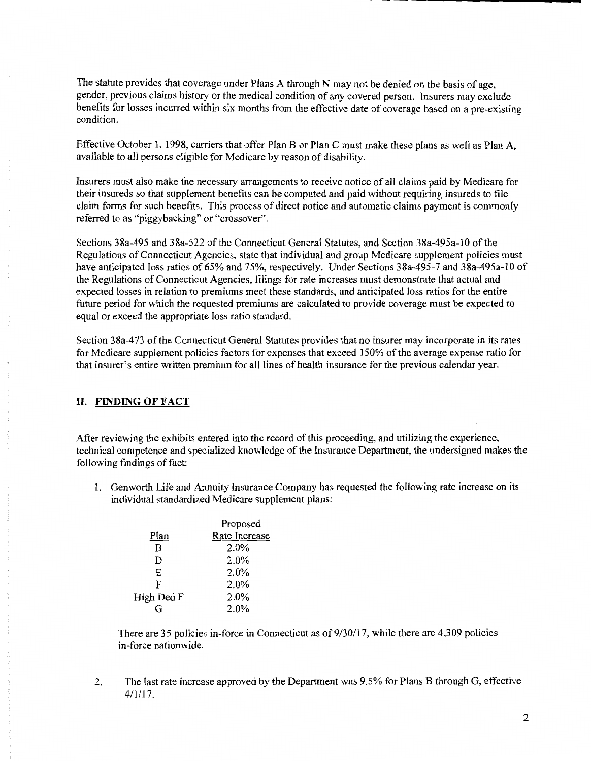The statute provides that coverage under Plans A through N may not be denied on the basis of age, gender, previous claims history or the medical condition of any covered person. Insurers may exclude benefits for losses incurred within six months from the effective date of coverage based on a pre-existing condition.

Effective October 1, 1998, carriers that offer Plan B or Plan C must make these plans as well as Plan A, available to all persons eligible for Medicare by reason of disability.

Insurers must also make the necessary arrangements to receive notice of all claims paid by Medicare for their insureds so that supplement benefits can be computed and paid without requiring insureds to file claim forms for such benefits. This process of direct notice and automatic claims payment is commonly referred to as "piggybacking" or "crossover".

Sections 38a-495 and 38a-522 of the Connecticut General Statutes, and Section 38a-495a-10 of the Regulations of Connecticut Agencies, state that individual and group Medicare supplement policies must have anticipated loss ratios of 65% and 75%, respectively. Under Sections 38a-495-7 and 38a-495a-10 of the Regulations of Connecticut Agencies, filings for rate increases must demonstrate that actual and expected losses in relation to premiums meet these standards, and anticipated loss ratios for the entire future period for which the requested premiums are calculated to provide coverage must be expected to equal or exceed the appropriate loss ratio standard.

Section 38a-473 of the Connecticut General Statutes provides that no insurer may incorporate in its rates for Medicare supplement policies factors for expenses that exceed 150% of the average expense ratio for that insurer's entire written premium for all lines of health insurance for the previous calendar year.

## II. FINDING OF FACT

After reviewing the exhibits entered into the record of this proceeding, and utilizing the experience, technical competence and specialized knowledge of the Insurance Department, the undersigned makes the following findings of fact:

1. Genworth Life and Annuity Insurance Company has requested the following rate increase on its individual standardized Medicare supplement plans:

| Plan | Proposed Rate Increase |
|---|---|
| B | 2.0% |
| D | 2.0% |
| E | 2.0% |
| F | 2.0% |
| High Ded F | 2.0% |
| G | 2.0% |

   There are 35 policies in-force in Connecticut as of 9/30/17, while there are 4,309 policies in-force nationwide.

2. The last rate increase approved by the Department was 9.5% for Plans B through G, effective 4/1/17.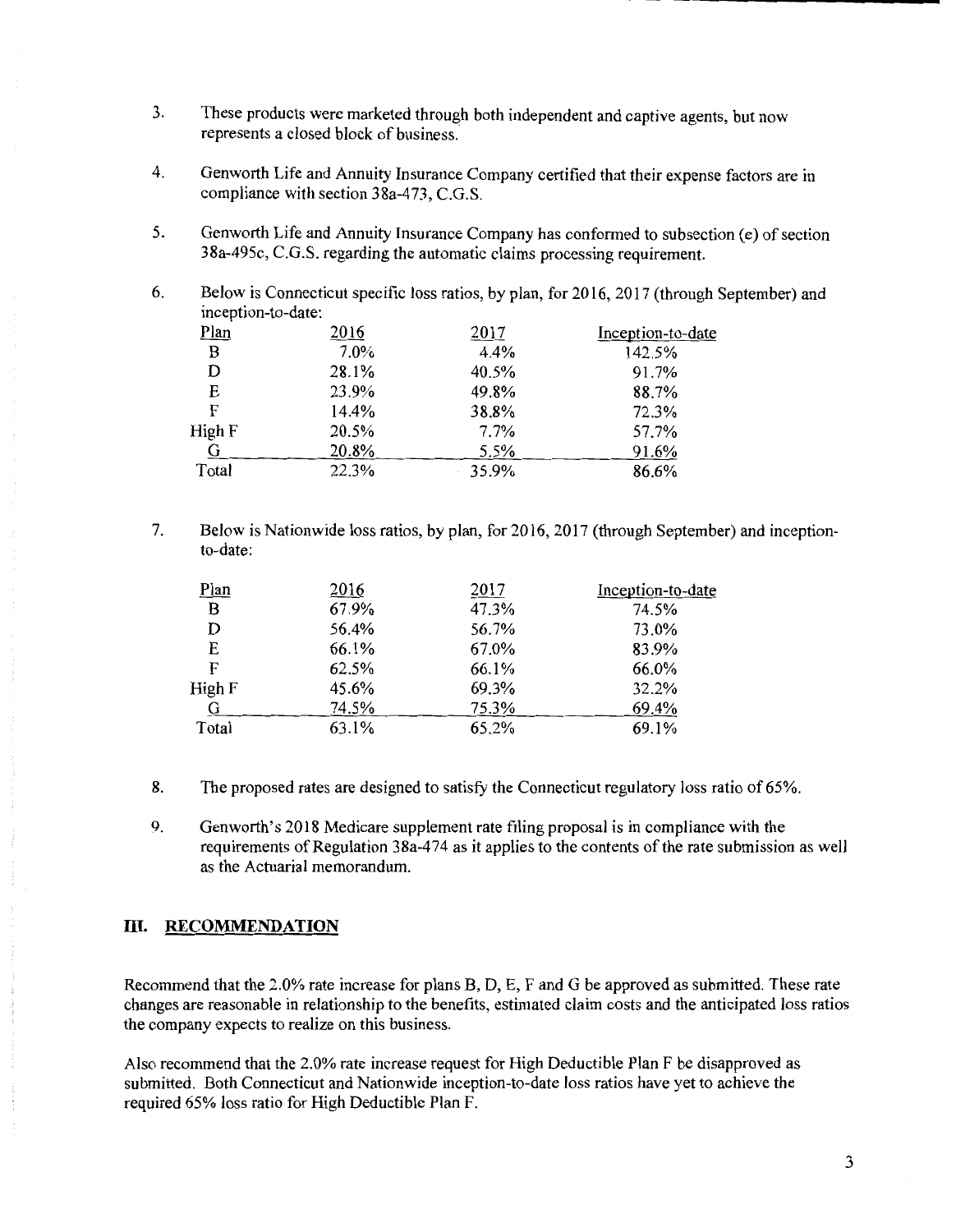3. These products were marketed through both independent and captive agents, but now represents a closed block of business.

4. Genworth Life and Annuity Insurance Company certified that their expense factors are in compliance with section 38a-473, C.G.S.

5. Genworth Life and Annuity Insurance Company has conformed to subsection (e) of section 38a-495c, C.G.S. regarding the automatic claims processing requirement.

6. Below is Connecticut specific loss ratios, by plan, for 2016, 2017 (through September) and inception-to-date:

| Plan | 2016 | 2017 | Inception-to-date |
|---|---|---|---|
| B | 7.0% | 4.4% | 142.5% |
| D | 28.1% | 40.5% | 91.7% |
| E | 23.9% | 49.8% | 88.7% |
| F | 14.4% | 38.8% | 72.3% |
| High F | 20.5% | 7.7% | 57.7% |
| G | 20.8% | 5.5% | 91.6% |
| Total | 22.3% | 35.9% | 86.6% |

7. Below is Nationwide loss ratios, by plan, for 2016, 2017 (through September) and inception-to-date:

| Plan | 2016 | 2017 | Inception-to-date |
|---|---|---|---|
| B | 67.9% | 47.3% | 74.5% |
| D | 56.4% | 56.7% | 73.0% |
| E | 66.1% | 67.0% | 83.9% |
| F | 62.5% | 66.1% | 66.0% |
| High F | 45.6% | 69.3% | 32.2% |
| G | 74.5% | 75.3% | 69.4% |
| Total | 63.1% | 65.2% | 69.1% |

8. The proposed rates are designed to satisfy the Connecticut regulatory loss ratio of 65%.

9. Genworth's 2018 Medicare supplement rate filing proposal is in compliance with the requirements of Regulation 38a-474 as it applies to the contents of the rate submission as well as the Actuarial memorandum.

## III. RECOMMENDATION

Recommend that the 2.0% rate increase for plans B, D, E, F and G be approved as submitted. These rate changes are reasonable in relationship to the benefits, estimated claim costs and the anticipated loss ratios the company expects to realize on this business.

Also recommend that the 2.0% rate increase request for High Deductible Plan F be disapproved as submitted. Both Connecticut and Nationwide inception-to-date loss ratios have yet to achieve the required 65% loss ratio for High Deductible Plan F.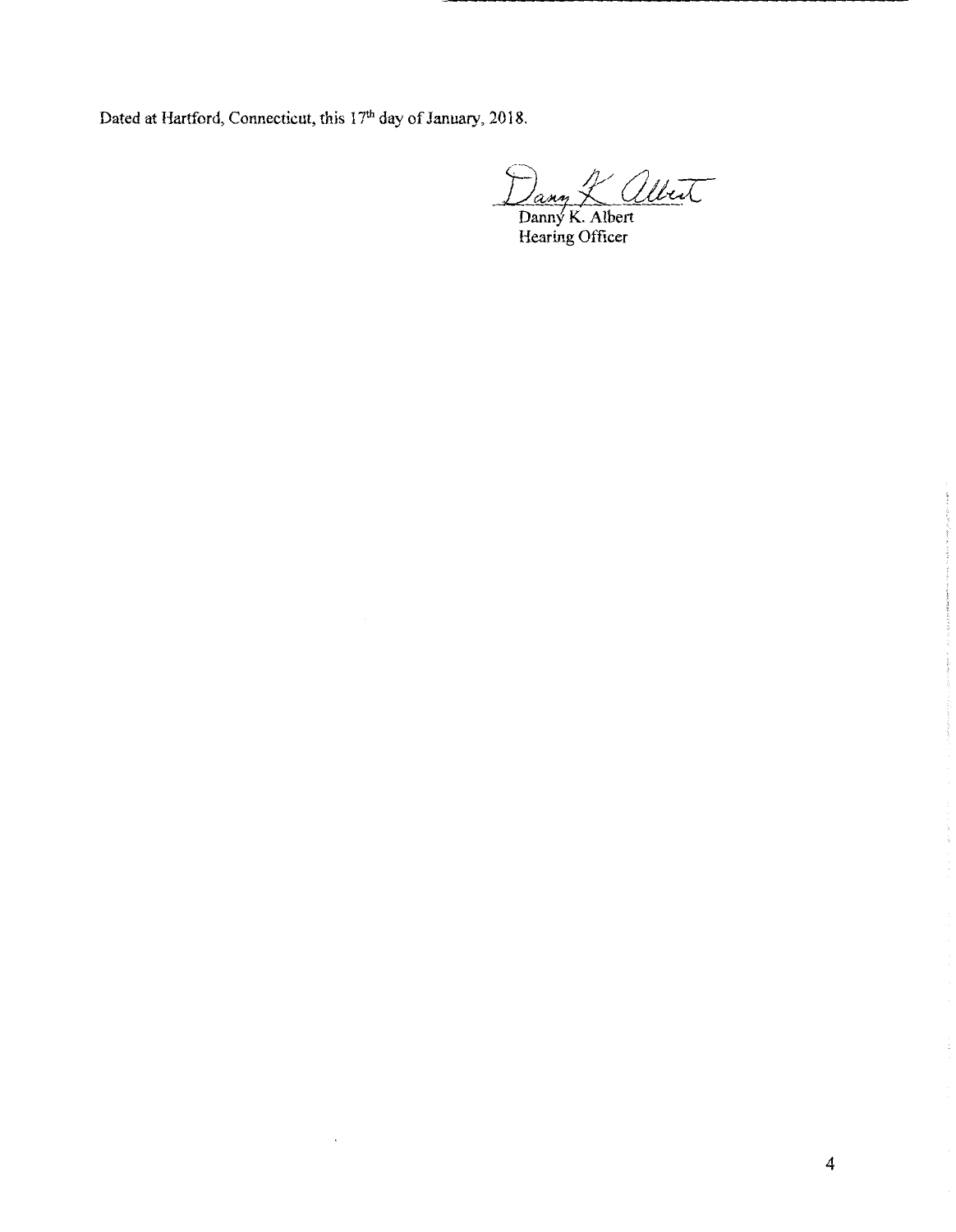Dated at Hartford, Connecticut, this 17th day of January, 2018.

Danny K. Albert
Hearing Officer